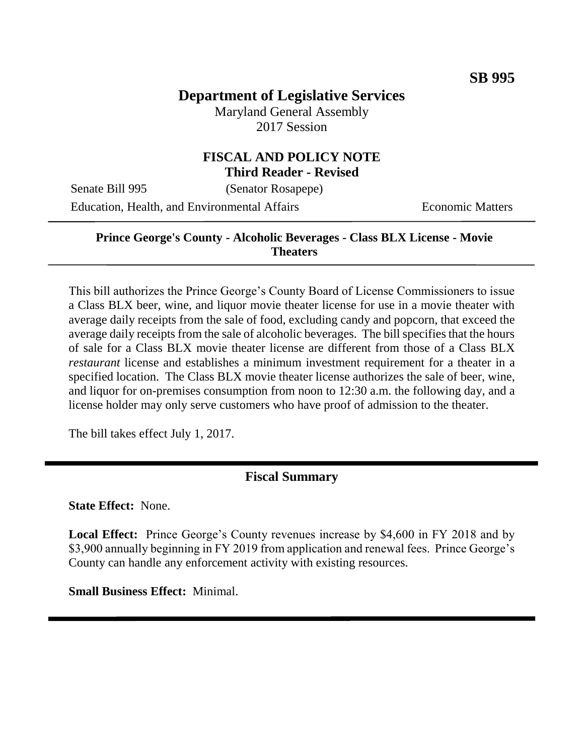**SB 995**

# Department of Legislative Services

Maryland General Assembly
2017 Session

## FISCAL AND POLICY NOTE
**Third Reader - Revised**

Senate Bill 995 (Senator Rosapepe)
Education, Health, and Environmental Affairs — Economic Matters

**Prince George's County - Alcoholic Beverages - Class BLX License - Movie Theaters**

This bill authorizes the Prince George's County Board of License Commissioners to issue a Class BLX beer, wine, and liquor movie theater license for use in a movie theater with average daily receipts from the sale of food, excluding candy and popcorn, that exceed the average daily receipts from the sale of alcoholic beverages. The bill specifies that the hours of sale for a Class BLX movie theater license are different from those of a Class BLX *restaurant* license and establishes a minimum investment requirement for a theater in a specified location. The Class BLX movie theater license authorizes the sale of beer, wine, and liquor for on-premises consumption from noon to 12:30 a.m. the following day, and a license holder may only serve customers who have proof of admission to the theater.

The bill takes effect July 1, 2017.

## Fiscal Summary

**State Effect:** None.

**Local Effect:** Prince George's County revenues increase by $4,600 in FY 2018 and by $3,900 annually beginning in FY 2019 from application and renewal fees. Prince George's County can handle any enforcement activity with existing resources.

**Small Business Effect:** Minimal.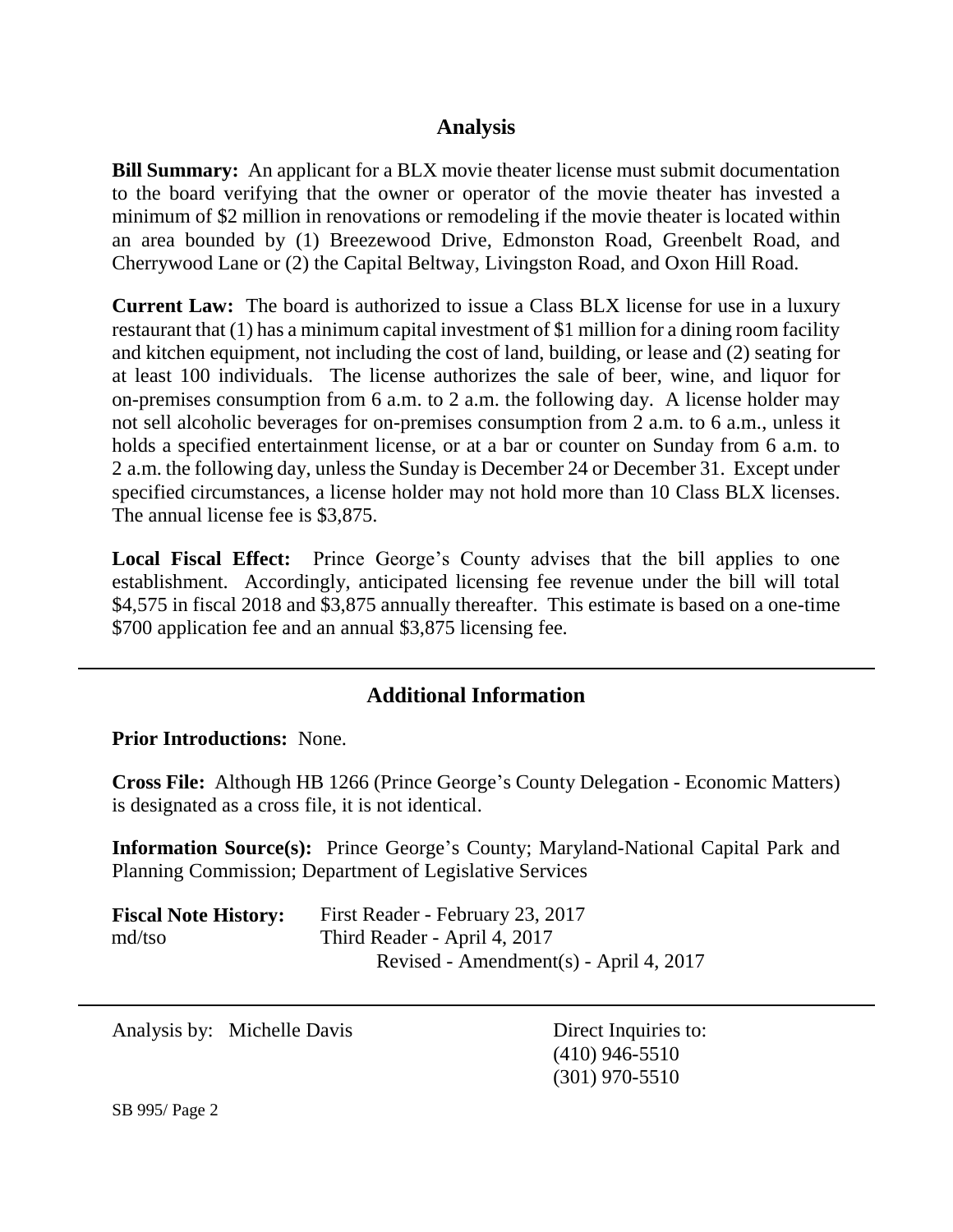## Analysis

**Bill Summary:** An applicant for a BLX movie theater license must submit documentation to the board verifying that the owner or operator of the movie theater has invested a minimum of \$2 million in renovations or remodeling if the movie theater is located within an area bounded by (1) Breezewood Drive, Edmonston Road, Greenbelt Road, and Cherrywood Lane or (2) the Capital Beltway, Livingston Road, and Oxon Hill Road.

**Current Law:** The board is authorized to issue a Class BLX license for use in a luxury restaurant that (1) has a minimum capital investment of \$1 million for a dining room facility and kitchen equipment, not including the cost of land, building, or lease and (2) seating for at least 100 individuals. The license authorizes the sale of beer, wine, and liquor for on-premises consumption from 6 a.m. to 2 a.m. the following day. A license holder may not sell alcoholic beverages for on-premises consumption from 2 a.m. to 6 a.m., unless it holds a specified entertainment license, or at a bar or counter on Sunday from 6 a.m. to 2 a.m. the following day, unless the Sunday is December 24 or December 31. Except under specified circumstances, a license holder may not hold more than 10 Class BLX licenses. The annual license fee is \$3,875.

**Local Fiscal Effect:** Prince George's County advises that the bill applies to one establishment. Accordingly, anticipated licensing fee revenue under the bill will total \$4,575 in fiscal 2018 and \$3,875 annually thereafter. This estimate is based on a one-time \$700 application fee and an annual \$3,875 licensing fee.

## Additional Information

**Prior Introductions:** None.

**Cross File:** Although HB 1266 (Prince George's County Delegation - Economic Matters) is designated as a cross file, it is not identical.

**Information Source(s):** Prince George's County; Maryland-National Capital Park and Planning Commission; Department of Legislative Services

**Fiscal Note History:** First Reader - February 23, 2017
md/tso Third Reader - April 4, 2017
Revised - Amendment(s) - April 4, 2017

Analysis by: Michelle Davis

Direct Inquiries to:
(410) 946-5510
(301) 970-5510